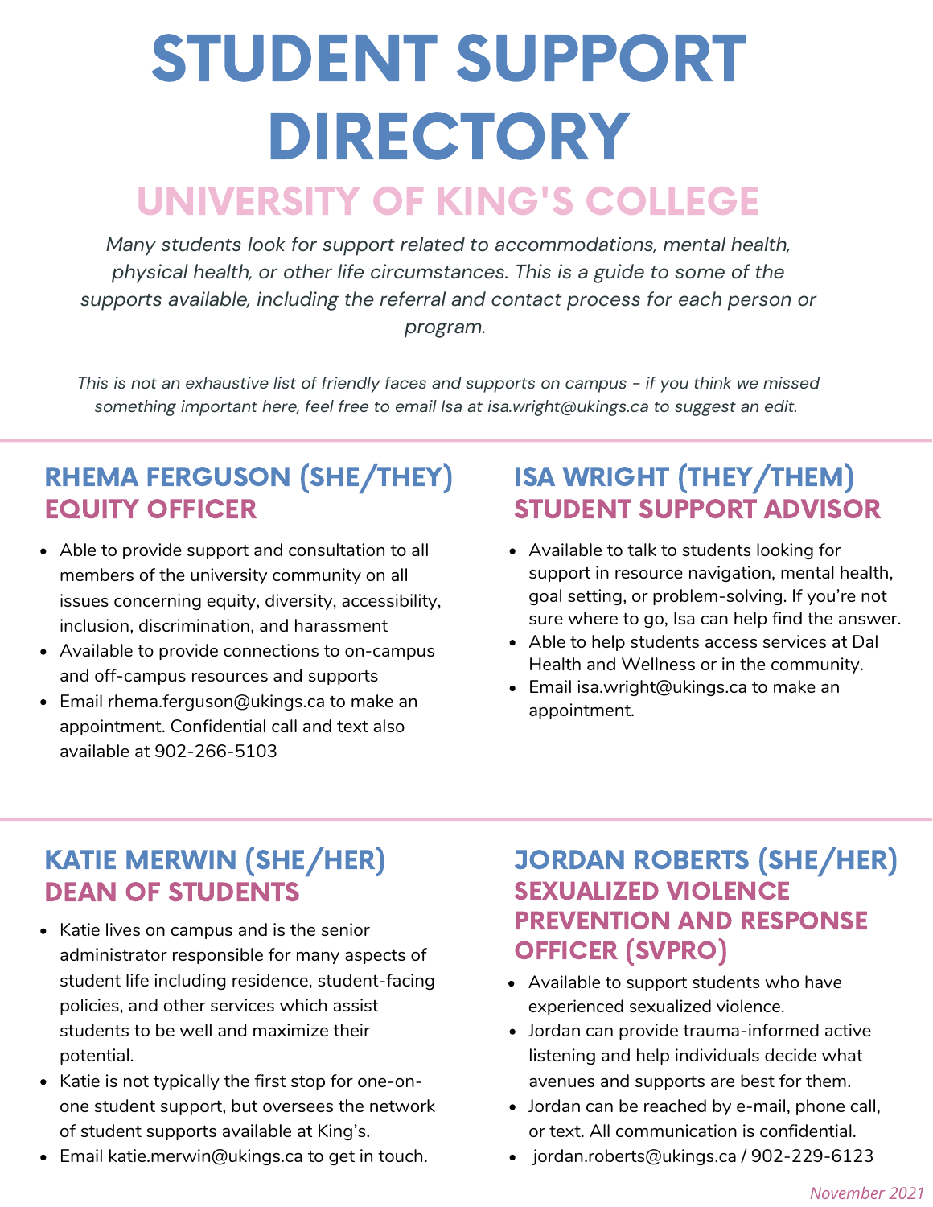# STUDENT SUPPORT DIRECTORY

## UNIVERSITY OF KING'S COLLEGE

*Many students look for support related to accommodations, mental health, physical health, or other life circumstances. This is a guide to some of the supports available, including the referral and contact process for each person or program.*

*This is not an exhaustive list of friendly faces and supports on campus - if you think we missed something important here, feel free to email Isa at isa.wright@ukings.ca to suggest an edit.*

### RHEMA FERGUSON (SHE/THEY)
### EQUITY OFFICER

- Able to provide support and consultation to all members of the university community on all issues concerning equity, diversity, accessibility, inclusion, discrimination, and harassment
- Available to provide connections to on-campus and off-campus resources and supports
- Email rhema.ferguson@ukings.ca to make an appointment. Confidential call and text also available at 902-266-5103

### ISA WRIGHT (THEY/THEM)
### STUDENT SUPPORT ADVISOR

- Available to talk to students looking for support in resource navigation, mental health, goal setting, or problem-solving. If you're not sure where to go, Isa can help find the answer.
- Able to help students access services at Dal Health and Wellness or in the community.
- Email isa.wright@ukings.ca to make an appointment.

### KATIE MERWIN (SHE/HER)
### DEAN OF STUDENTS

- Katie lives on campus and is the senior administrator responsible for many aspects of student life including residence, student-facing policies, and other services which assist students to be well and maximize their potential.
- Katie is not typically the first stop for one-on-one student support, but oversees the network of student supports available at King's.
- Email katie.merwin@ukings.ca to get in touch.

### JORDAN ROBERTS (SHE/HER)
### SEXUALIZED VIOLENCE PREVENTION AND RESPONSE OFFICER (SVPRO)

- Available to support students who have experienced sexualized violence.
- Jordan can provide trauma-informed active listening and help individuals decide what avenues and supports are best for them.
- Jordan can be reached by e-mail, phone call, or text. All communication is confidential.
- jordan.roberts@ukings.ca / 902-229-6123

*November 2021*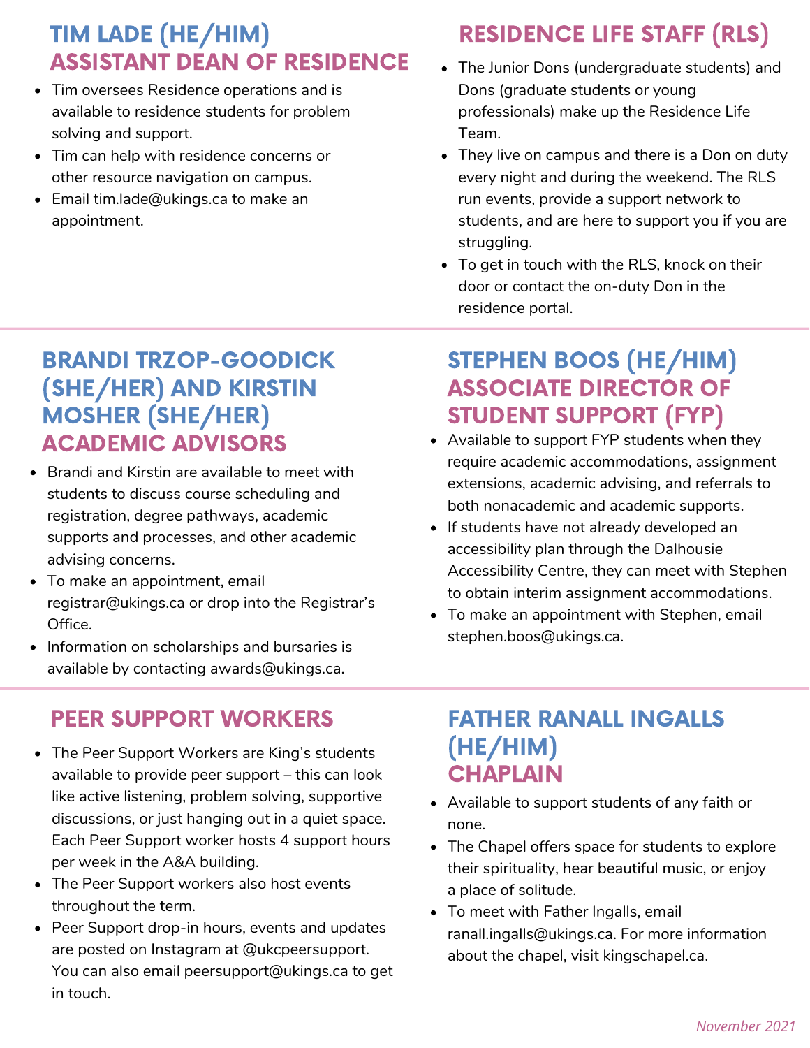## TIM LADE (HE/HIM) ASSISTANT DEAN OF RESIDENCE

- Tim oversees Residence operations and is available to residence students for problem solving and support.
- Tim can help with residence concerns or other resource navigation on campus.
- Email tim.lade@ukings.ca to make an appointment.

## RESIDENCE LIFE STAFF (RLS)

- The Junior Dons (undergraduate students) and Dons (graduate students or young professionals) make up the Residence Life Team.
- They live on campus and there is a Don on duty every night and during the weekend. The RLS run events, provide a support network to students, and are here to support you if you are struggling.
- To get in touch with the RLS, knock on their door or contact the on-duty Don in the residence portal.

## BRANDI TRZOP-GOODICK (SHE/HER) AND KIRSTIN MOSHER (SHE/HER) ACADEMIC ADVISORS

- Brandi and Kirstin are available to meet with students to discuss course scheduling and registration, degree pathways, academic supports and processes, and other academic advising concerns.
- To make an appointment, email registrar@ukings.ca or drop into the Registrar's Office.
- Information on scholarships and bursaries is available by contacting awards@ukings.ca.

## STEPHEN BOOS (HE/HIM) ASSOCIATE DIRECTOR OF STUDENT SUPPORT (FYP)

- Available to support FYP students when they require academic accommodations, assignment extensions, academic advising, and referrals to both nonacademic and academic supports.
- If students have not already developed an accessibility plan through the Dalhousie Accessibility Centre, they can meet with Stephen to obtain interim assignment accommodations.
- To make an appointment with Stephen, email stephen.boos@ukings.ca.

## PEER SUPPORT WORKERS

- The Peer Support Workers are King's students available to provide peer support – this can look like active listening, problem solving, supportive discussions, or just hanging out in a quiet space. Each Peer Support worker hosts 4 support hours per week in the A&A building.
- The Peer Support workers also host events throughout the term.
- Peer Support drop-in hours, events and updates are posted on Instagram at @ukcpeersupport. You can also email peersupport@ukings.ca to get in touch.

## FATHER RANALL INGALLS (HE/HIM) CHAPLAIN

- Available to support students of any faith or none.
- The Chapel offers space for students to explore their spirituality, hear beautiful music, or enjoy a place of solitude.
- To meet with Father Ingalls, email ranall.ingalls@ukings.ca. For more information about the chapel, visit kingschapel.ca.

*November 2021*